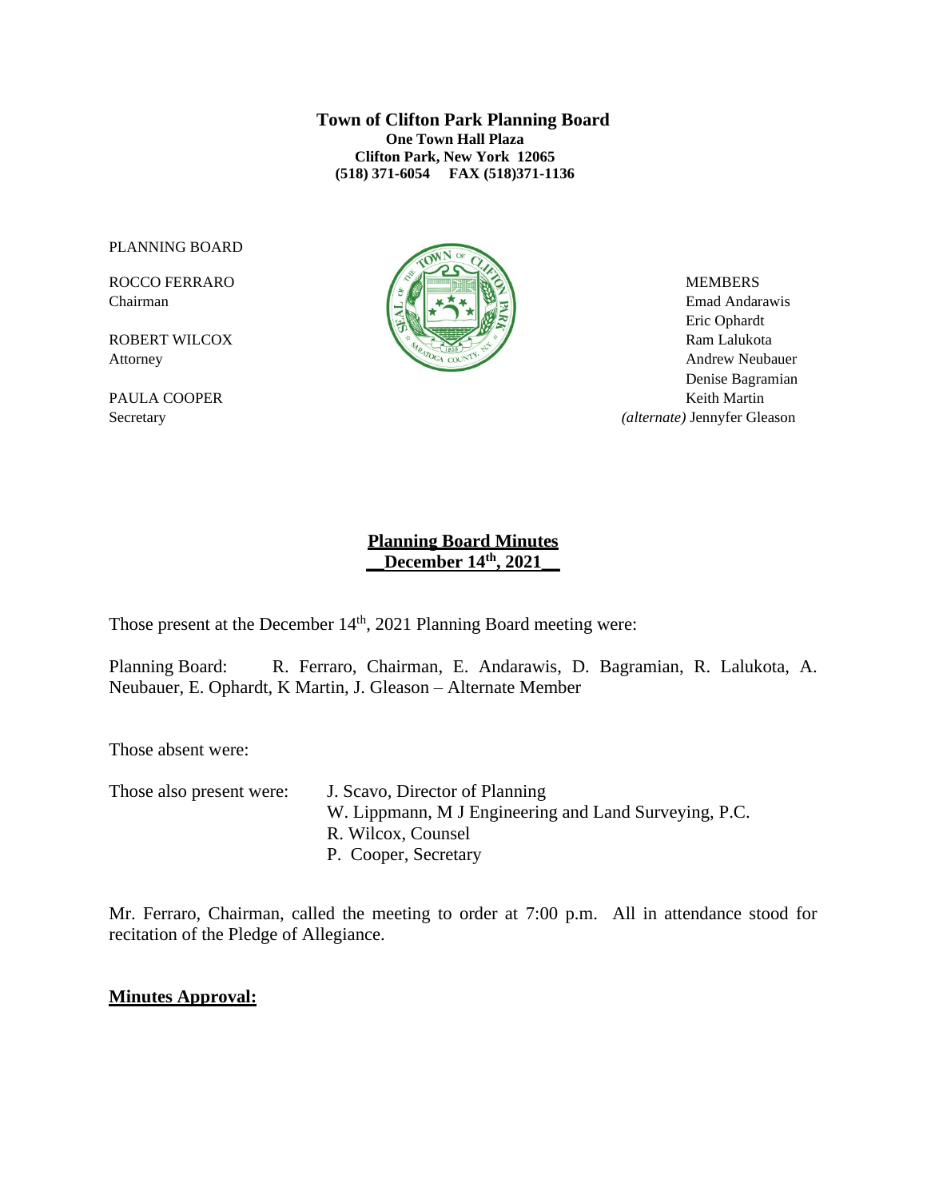**Town of Clifton Park Planning Board**
**One Town Hall Plaza**
**Clifton Park, New York 12065**
**(518) 371-6054 FAX (518)371-1136**

PLANNING BOARD

ROCCO FERRARO
Chairman

ROBERT WILCOX
Attorney

PAULA COOPER
Secretary

MEMBERS
Emad Andarawis
Eric Ophardt
Ram Lalukota
Andrew Neubauer
Denise Bagramian
Keith Martin
*(alternate)* Jennyfer Gleason

## Planning Board Minutes
## December 14th, 2021

Those present at the December 14th, 2021 Planning Board meeting were:

Planning Board: R. Ferraro, Chairman, E. Andarawis, D. Bagramian, R. Lalukota, A. Neubauer, E. Ophardt, K Martin, J. Gleason – Alternate Member

Those absent were:

Those also present were: J. Scavo, Director of Planning
W. Lippmann, M J Engineering and Land Surveying, P.C.
R. Wilcox, Counsel
P. Cooper, Secretary

Mr. Ferraro, Chairman, called the meeting to order at 7:00 p.m. All in attendance stood for recitation of the Pledge of Allegiance.

**Minutes Approval:**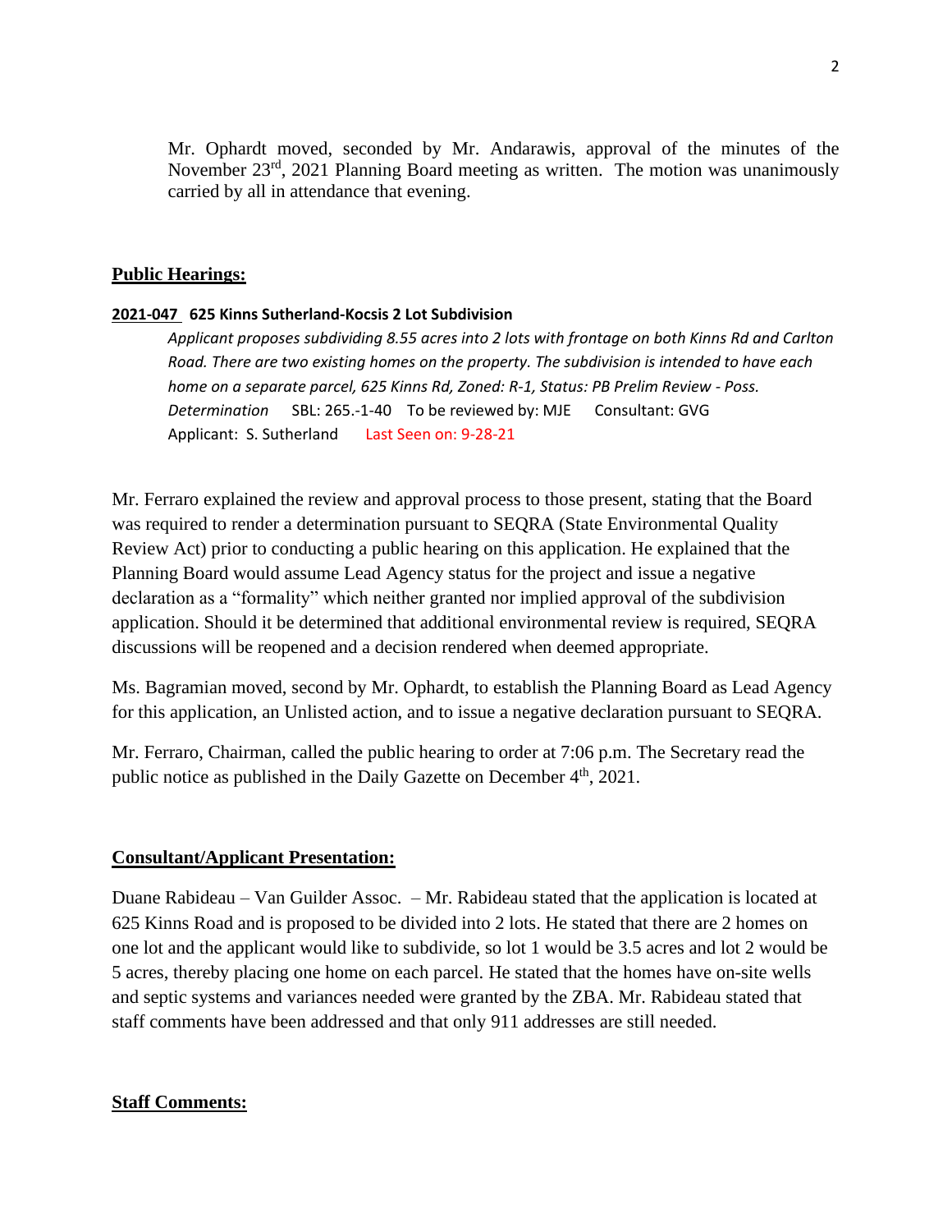Mr. Ophardt moved, seconded by Mr. Andarawis, approval of the minutes of the November 23rd, 2021 Planning Board meeting as written. The motion was unanimously carried by all in attendance that evening.

## Public Hearings:

**2021-047 625 Kinns Sutherland-Kocsis 2 Lot Subdivision**

*Applicant proposes subdividing 8.55 acres into 2 lots with frontage on both Kinns Rd and Carlton Road. There are two existing homes on the property. The subdivision is intended to have each home on a separate parcel, 625 Kinns Rd, Zoned: R-1, Status: PB Prelim Review - Poss. Determination* SBL: 265.-1-40 To be reviewed by: MJE Consultant: GVG
Applicant: S. Sutherland Last Seen on: 9-28-21

Mr. Ferraro explained the review and approval process to those present, stating that the Board was required to render a determination pursuant to SEQRA (State Environmental Quality Review Act) prior to conducting a public hearing on this application. He explained that the Planning Board would assume Lead Agency status for the project and issue a negative declaration as a "formality" which neither granted nor implied approval of the subdivision application. Should it be determined that additional environmental review is required, SEQRA discussions will be reopened and a decision rendered when deemed appropriate.

Ms. Bagramian moved, second by Mr. Ophardt, to establish the Planning Board as Lead Agency for this application, an Unlisted action, and to issue a negative declaration pursuant to SEQRA.

Mr. Ferraro, Chairman, called the public hearing to order at 7:06 p.m. The Secretary read the public notice as published in the Daily Gazette on December 4th, 2021.

## Consultant/Applicant Presentation:

Duane Rabideau – Van Guilder Assoc. – Mr. Rabideau stated that the application is located at 625 Kinns Road and is proposed to be divided into 2 lots. He stated that there are 2 homes on one lot and the applicant would like to subdivide, so lot 1 would be 3.5 acres and lot 2 would be 5 acres, thereby placing one home on each parcel. He stated that the homes have on-site wells and septic systems and variances needed were granted by the ZBA. Mr. Rabideau stated that staff comments have been addressed and that only 911 addresses are still needed.

## Staff Comments: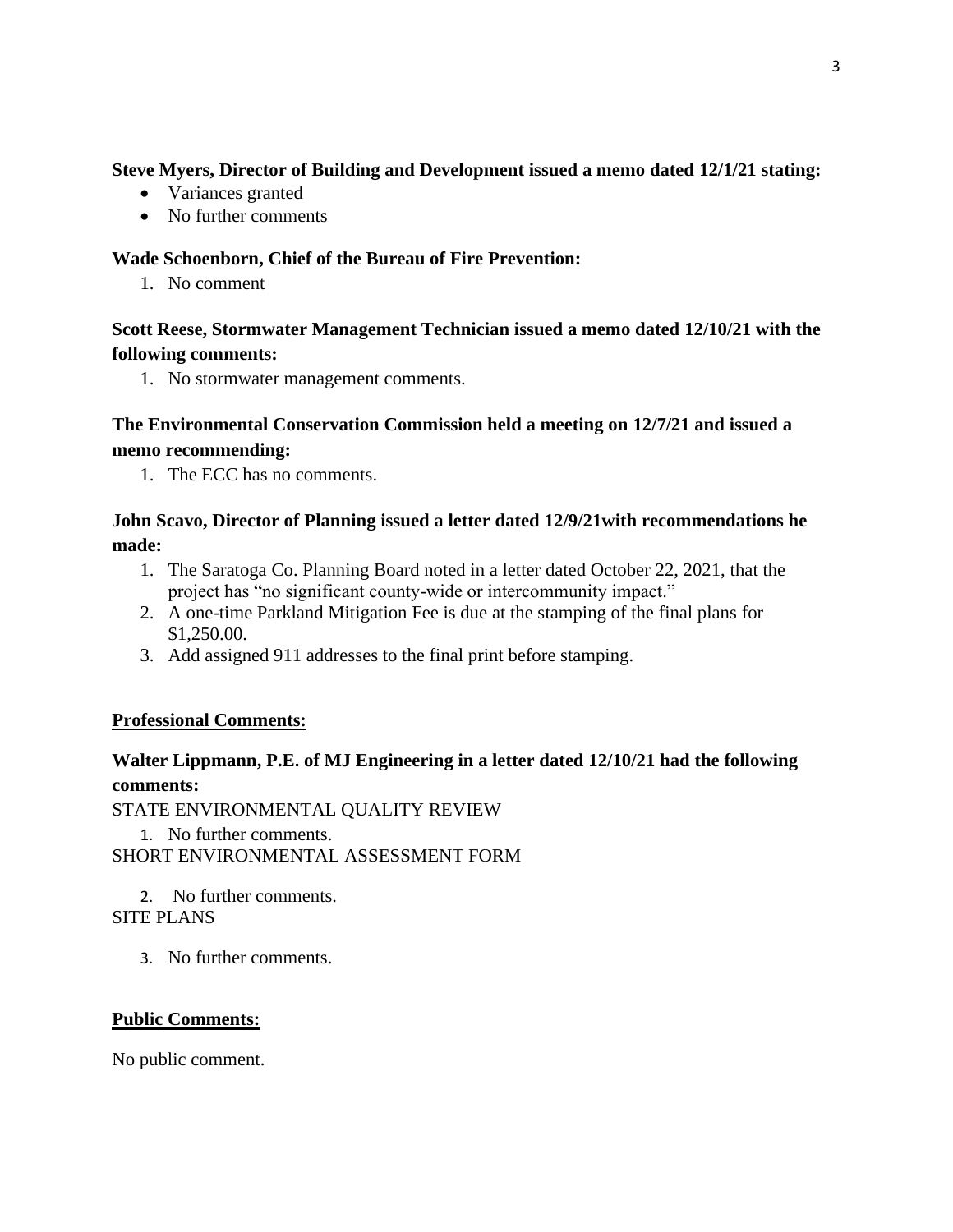**Steve Myers, Director of Building and Development issued a memo dated 12/1/21 stating:**

- Variances granted
- No further comments

**Wade Schoenborn, Chief of the Bureau of Fire Prevention:**

1. No comment

**Scott Reese, Stormwater Management Technician issued a memo dated 12/10/21 with the following comments:**

1. No stormwater management comments.

**The Environmental Conservation Commission held a meeting on 12/7/21 and issued a memo recommending:**

1. The ECC has no comments.

**John Scavo, Director of Planning issued a letter dated 12/9/21with recommendations he made:**

1. The Saratoga Co. Planning Board noted in a letter dated October 22, 2021, that the project has "no significant county-wide or intercommunity impact."
2. A one-time Parkland Mitigation Fee is due at the stamping of the final plans for $1,250.00.
3. Add assigned 911 addresses to the final print before stamping.

**Professional Comments:**

**Walter Lippmann, P.E. of MJ Engineering in a letter dated 12/10/21 had the following comments:**

STATE ENVIRONMENTAL QUALITY REVIEW

1. No further comments.

SHORT ENVIRONMENTAL ASSESSMENT FORM

2. No further comments.

SITE PLANS

3. No further comments.

**Public Comments:**

No public comment.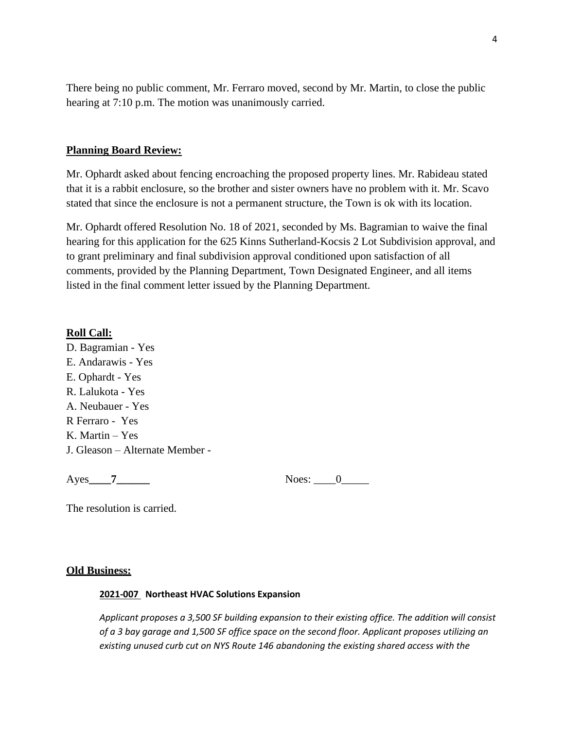There being no public comment, Mr. Ferraro moved, second by Mr. Martin, to close the public hearing at 7:10 p.m. The motion was unanimously carried.

**Planning Board Review:**

Mr. Ophardt asked about fencing encroaching the proposed property lines. Mr. Rabideau stated that it is a rabbit enclosure, so the brother and sister owners have no problem with it. Mr. Scavo stated that since the enclosure is not a permanent structure, the Town is ok with its location.

Mr. Ophardt offered Resolution No. 18 of 2021, seconded by Ms. Bagramian to waive the final hearing for this application for the 625 Kinns Sutherland-Kocsis 2 Lot Subdivision approval, and to grant preliminary and final subdivision approval conditioned upon satisfaction of all comments, provided by the Planning Department, Town Designated Engineer, and all items listed in the final comment letter issued by the Planning Department.

**Roll Call:**

D. Bagramian - Yes
E. Andarawis - Yes
E. Ophardt - Yes
R. Lalukota - Yes
A. Neubauer - Yes
R Ferraro - Yes
K. Martin – Yes
J. Gleason – Alternate Member -

Ayes\_\_\_\_**7**\_\_\_\_\_\_ Noes: \_\_\_\_0\_\_\_\_\_

The resolution is carried.

**Old Business:**

**2021-007 Northeast HVAC Solutions Expansion**

*Applicant proposes a 3,500 SF building expansion to their existing office. The addition will consist of a 3 bay garage and 1,500 SF office space on the second floor. Applicant proposes utilizing an existing unused curb cut on NYS Route 146 abandoning the existing shared access with the*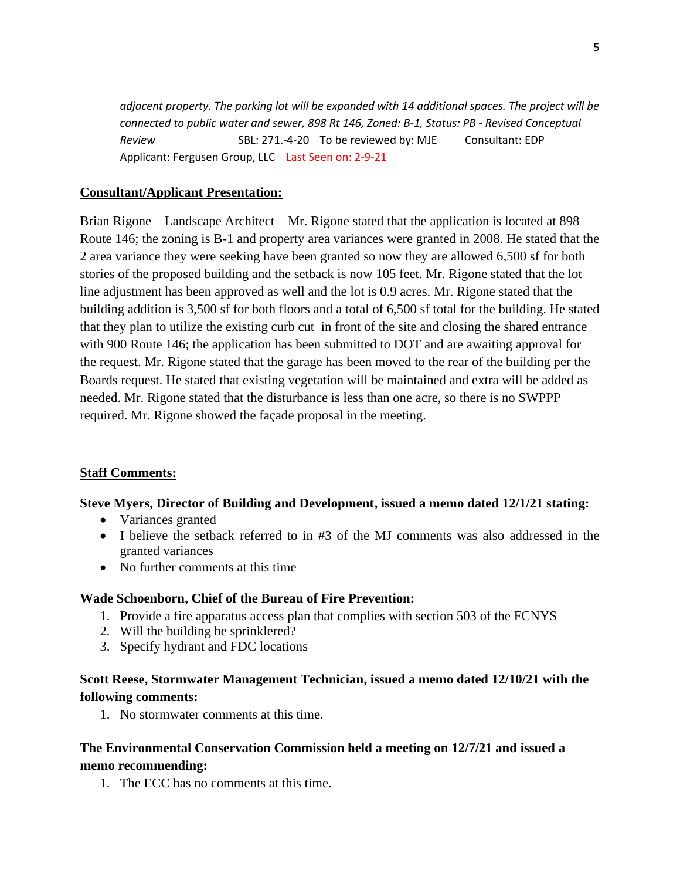*adjacent property. The parking lot will be expanded with 14 additional spaces. The project will be connected to public water and sewer, 898 Rt 146, Zoned: B-1, Status: PB - Revised Conceptual Review* SBL: 271.-4-20 To be reviewed by: MJE Consultant: EDP Applicant: Fergusen Group, LLC Last Seen on: 2-9-21

**Consultant/Applicant Presentation:**

Brian Rigone – Landscape Architect – Mr. Rigone stated that the application is located at 898 Route 146; the zoning is B-1 and property area variances were granted in 2008. He stated that the 2 area variance they were seeking have been granted so now they are allowed 6,500 sf for both stories of the proposed building and the setback is now 105 feet. Mr. Rigone stated that the lot line adjustment has been approved as well and the lot is 0.9 acres. Mr. Rigone stated that the building addition is 3,500 sf for both floors and a total of 6,500 sf total for the building. He stated that they plan to utilize the existing curb cut in front of the site and closing the shared entrance with 900 Route 146; the application has been submitted to DOT and are awaiting approval for the request. Mr. Rigone stated that the garage has been moved to the rear of the building per the Boards request. He stated that existing vegetation will be maintained and extra will be added as needed. Mr. Rigone stated that the disturbance is less than one acre, so there is no SWPPP required. Mr. Rigone showed the façade proposal in the meeting.

**Staff Comments:**

**Steve Myers, Director of Building and Development, issued a memo dated 12/1/21 stating:**

- Variances granted
- I believe the setback referred to in #3 of the MJ comments was also addressed in the granted variances
- No further comments at this time

**Wade Schoenborn, Chief of the Bureau of Fire Prevention:**

1. Provide a fire apparatus access plan that complies with section 503 of the FCNYS
2. Will the building be sprinklered?
3. Specify hydrant and FDC locations

**Scott Reese, Stormwater Management Technician, issued a memo dated 12/10/21 with the following comments:**

1. No stormwater comments at this time.

**The Environmental Conservation Commission held a meeting on 12/7/21 and issued a memo recommending:**

1. The ECC has no comments at this time.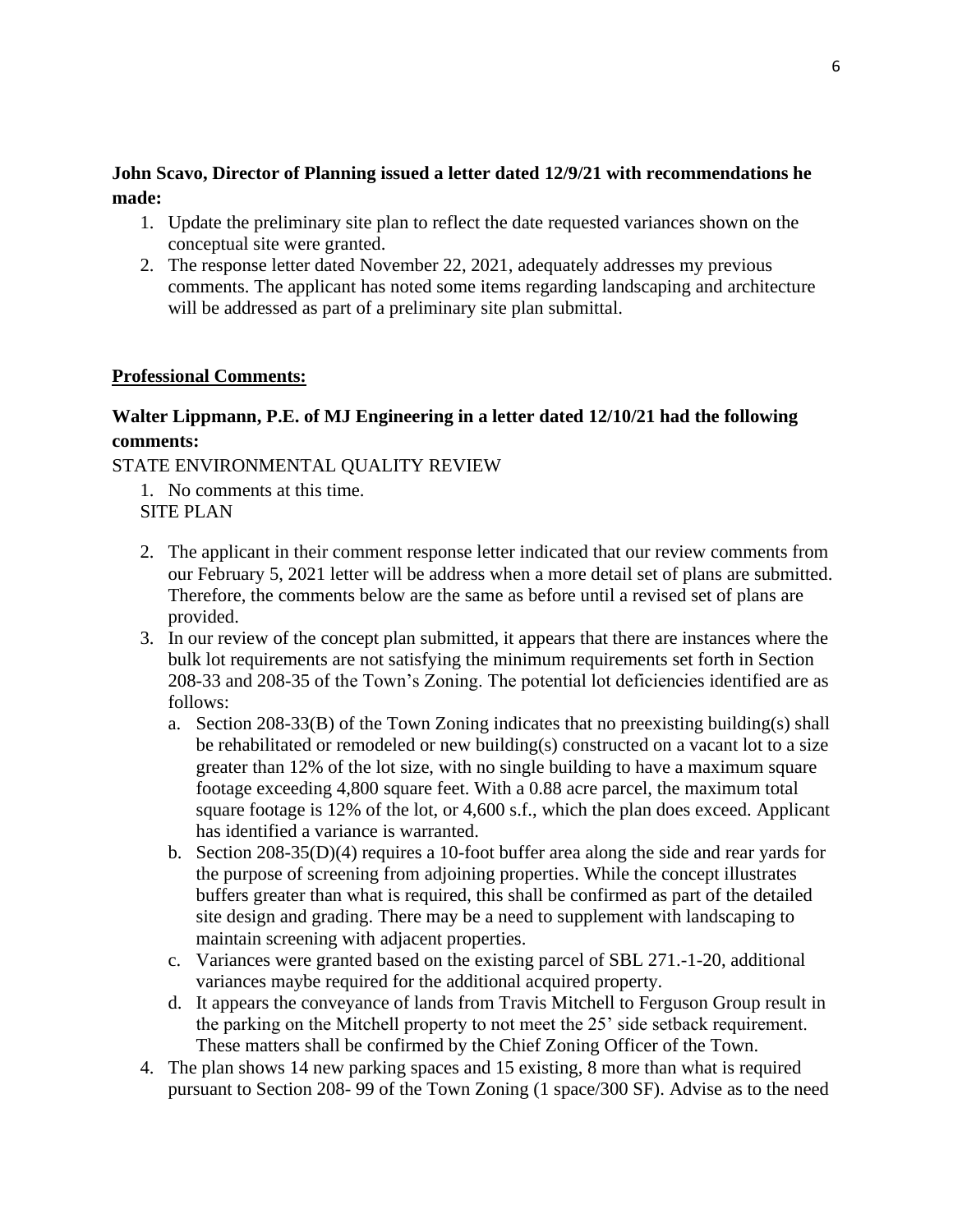**John Scavo, Director of Planning issued a letter dated 12/9/21 with recommendations he made:**

1. Update the preliminary site plan to reflect the date requested variances shown on the conceptual site were granted.
2. The response letter dated November 22, 2021, adequately addresses my previous comments. The applicant has noted some items regarding landscaping and architecture will be addressed as part of a preliminary site plan submittal.

**Professional Comments:**

**Walter Lippmann, P.E. of MJ Engineering in a letter dated 12/10/21 had the following comments:**

STATE ENVIRONMENTAL QUALITY REVIEW

1. No comments at this time.

SITE PLAN

2. The applicant in their comment response letter indicated that our review comments from our February 5, 2021 letter will be address when a more detail set of plans are submitted. Therefore, the comments below are the same as before until a revised set of plans are provided.
3. In our review of the concept plan submitted, it appears that there are instances where the bulk lot requirements are not satisfying the minimum requirements set forth in Section 208-33 and 208-35 of the Town's Zoning. The potential lot deficiencies identified are as follows:
   a. Section 208-33(B) of the Town Zoning indicates that no preexisting building(s) shall be rehabilitated or remodeled or new building(s) constructed on a vacant lot to a size greater than 12% of the lot size, with no single building to have a maximum square footage exceeding 4,800 square feet. With a 0.88 acre parcel, the maximum total square footage is 12% of the lot, or 4,600 s.f., which the plan does exceed. Applicant has identified a variance is warranted.
   b. Section 208-35(D)(4) requires a 10-foot buffer area along the side and rear yards for the purpose of screening from adjoining properties. While the concept illustrates buffers greater than what is required, this shall be confirmed as part of the detailed site design and grading. There may be a need to supplement with landscaping to maintain screening with adjacent properties.
   c. Variances were granted based on the existing parcel of SBL 271.-1-20, additional variances maybe required for the additional acquired property.
   d. It appears the conveyance of lands from Travis Mitchell to Ferguson Group result in the parking on the Mitchell property to not meet the 25' side setback requirement. These matters shall be confirmed by the Chief Zoning Officer of the Town.
4. The plan shows 14 new parking spaces and 15 existing, 8 more than what is required pursuant to Section 208- 99 of the Town Zoning (1 space/300 SF). Advise as to the need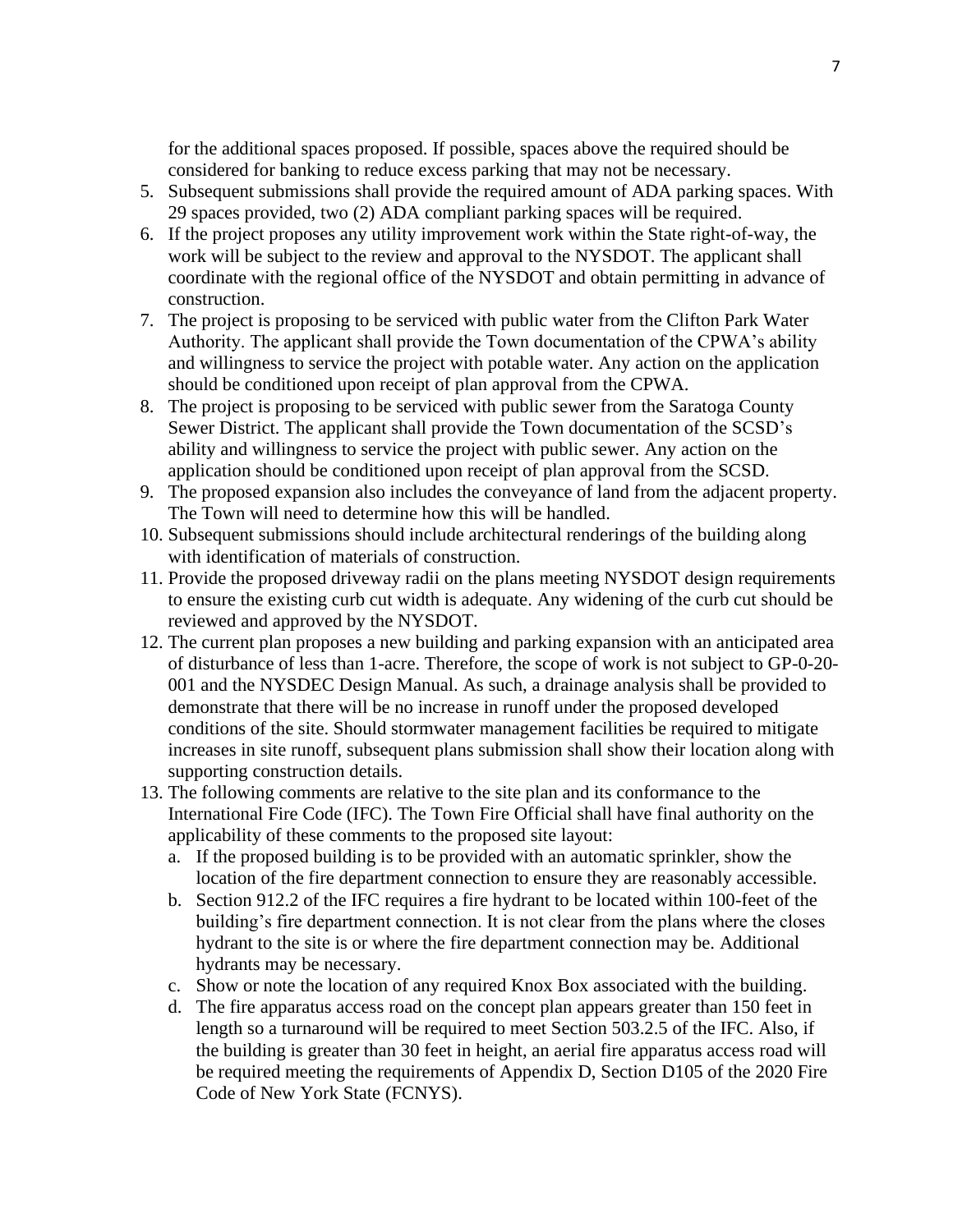for the additional spaces proposed. If possible, spaces above the required should be considered for banking to reduce excess parking that may not be necessary.

5. Subsequent submissions shall provide the required amount of ADA parking spaces. With 29 spaces provided, two (2) ADA compliant parking spaces will be required.
6. If the project proposes any utility improvement work within the State right-of-way, the work will be subject to the review and approval to the NYSDOT. The applicant shall coordinate with the regional office of the NYSDOT and obtain permitting in advance of construction.
7. The project is proposing to be serviced with public water from the Clifton Park Water Authority. The applicant shall provide the Town documentation of the CPWA's ability and willingness to service the project with potable water. Any action on the application should be conditioned upon receipt of plan approval from the CPWA.
8. The project is proposing to be serviced with public sewer from the Saratoga County Sewer District. The applicant shall provide the Town documentation of the SCSD's ability and willingness to service the project with public sewer. Any action on the application should be conditioned upon receipt of plan approval from the SCSD.
9. The proposed expansion also includes the conveyance of land from the adjacent property. The Town will need to determine how this will be handled.
10. Subsequent submissions should include architectural renderings of the building along with identification of materials of construction.
11. Provide the proposed driveway radii on the plans meeting NYSDOT design requirements to ensure the existing curb cut width is adequate. Any widening of the curb cut should be reviewed and approved by the NYSDOT.
12. The current plan proposes a new building and parking expansion with an anticipated area of disturbance of less than 1-acre. Therefore, the scope of work is not subject to GP-0-20-001 and the NYSDEC Design Manual. As such, a drainage analysis shall be provided to demonstrate that there will be no increase in runoff under the proposed developed conditions of the site. Should stormwater management facilities be required to mitigate increases in site runoff, subsequent plans submission shall show their location along with supporting construction details.
13. The following comments are relative to the site plan and its conformance to the International Fire Code (IFC). The Town Fire Official shall have final authority on the applicability of these comments to the proposed site layout:
    a. If the proposed building is to be provided with an automatic sprinkler, show the location of the fire department connection to ensure they are reasonably accessible.
    b. Section 912.2 of the IFC requires a fire hydrant to be located within 100-feet of the building's fire department connection. It is not clear from the plans where the closes hydrant to the site is or where the fire department connection may be. Additional hydrants may be necessary.
    c. Show or note the location of any required Knox Box associated with the building.
    d. The fire apparatus access road on the concept plan appears greater than 150 feet in length so a turnaround will be required to meet Section 503.2.5 of the IFC. Also, if the building is greater than 30 feet in height, an aerial fire apparatus access road will be required meeting the requirements of Appendix D, Section D105 of the 2020 Fire Code of New York State (FCNYS).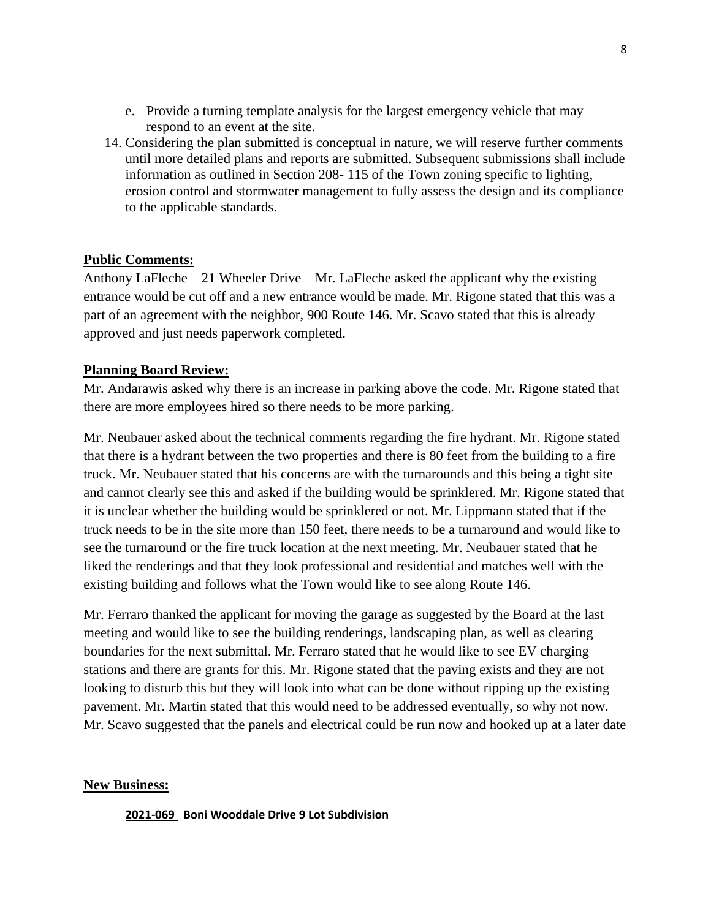e. Provide a turning template analysis for the largest emergency vehicle that may respond to an event at the site.

14. Considering the plan submitted is conceptual in nature, we will reserve further comments until more detailed plans and reports are submitted. Subsequent submissions shall include information as outlined in Section 208- 115 of the Town zoning specific to lighting, erosion control and stormwater management to fully assess the design and its compliance to the applicable standards.

**Public Comments:**

Anthony LaFleche – 21 Wheeler Drive – Mr. LaFleche asked the applicant why the existing entrance would be cut off and a new entrance would be made. Mr. Rigone stated that this was a part of an agreement with the neighbor, 900 Route 146. Mr. Scavo stated that this is already approved and just needs paperwork completed.

**Planning Board Review:**

Mr. Andarawis asked why there is an increase in parking above the code. Mr. Rigone stated that there are more employees hired so there needs to be more parking.

Mr. Neubauer asked about the technical comments regarding the fire hydrant. Mr. Rigone stated that there is a hydrant between the two properties and there is 80 feet from the building to a fire truck. Mr. Neubauer stated that his concerns are with the turnarounds and this being a tight site and cannot clearly see this and asked if the building would be sprinklered. Mr. Rigone stated that it is unclear whether the building would be sprinklered or not. Mr. Lippmann stated that if the truck needs to be in the site more than 150 feet, there needs to be a turnaround and would like to see the turnaround or the fire truck location at the next meeting. Mr. Neubauer stated that he liked the renderings and that they look professional and residential and matches well with the existing building and follows what the Town would like to see along Route 146.

Mr. Ferraro thanked the applicant for moving the garage as suggested by the Board at the last meeting and would like to see the building renderings, landscaping plan, as well as clearing boundaries for the next submittal. Mr. Ferraro stated that he would like to see EV charging stations and there are grants for this. Mr. Rigone stated that the paving exists and they are not looking to disturb this but they will look into what can be done without ripping up the existing pavement. Mr. Martin stated that this would need to be addressed eventually, so why not now. Mr. Scavo suggested that the panels and electrical could be run now and hooked up at a later date

**New Business:**

**2021-069 Boni Wooddale Drive 9 Lot Subdivision**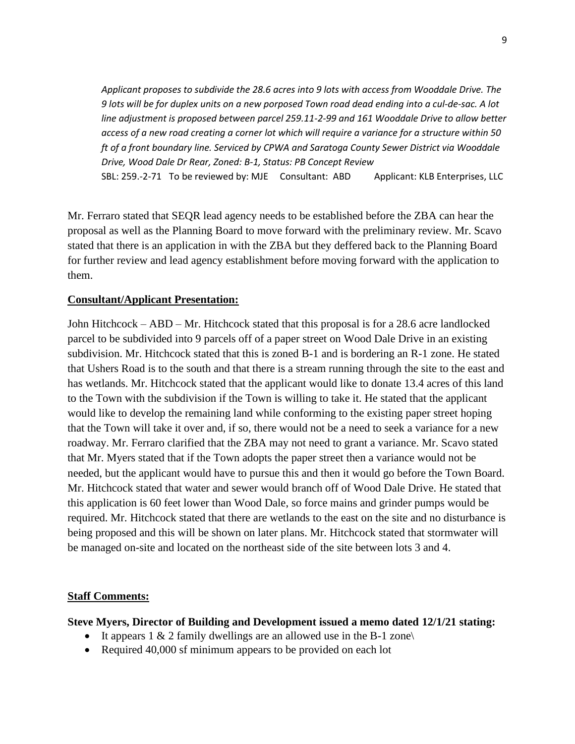*Applicant proposes to subdivide the 28.6 acres into 9 lots with access from Wooddale Drive. The 9 lots will be for duplex units on a new porposed Town road dead ending into a cul-de-sac. A lot line adjustment is proposed between parcel 259.11-2-99 and 161 Wooddale Drive to allow better access of a new road creating a corner lot which will require a variance for a structure within 50 ft of a front boundary line. Serviced by CPWA and Saratoga County Sewer District via Wooddale Drive, Wood Dale Dr Rear, Zoned: B-1, Status: PB Concept Review*
SBL: 259.-2-71 To be reviewed by: MJE Consultant: ABD Applicant: KLB Enterprises, LLC

Mr. Ferraro stated that SEQR lead agency needs to be established before the ZBA can hear the proposal as well as the Planning Board to move forward with the preliminary review. Mr. Scavo stated that there is an application in with the ZBA but they deffered back to the Planning Board for further review and lead agency establishment before moving forward with the application to them.

**Consultant/Applicant Presentation:**

John Hitchcock – ABD – Mr. Hitchcock stated that this proposal is for a 28.6 acre landlocked parcel to be subdivided into 9 parcels off of a paper street on Wood Dale Drive in an existing subdivision. Mr. Hitchcock stated that this is zoned B-1 and is bordering an R-1 zone. He stated that Ushers Road is to the south and that there is a stream running through the site to the east and has wetlands. Mr. Hitchcock stated that the applicant would like to donate 13.4 acres of this land to the Town with the subdivision if the Town is willing to take it. He stated that the applicant would like to develop the remaining land while conforming to the existing paper street hoping that the Town will take it over and, if so, there would not be a need to seek a variance for a new roadway. Mr. Ferraro clarified that the ZBA may not need to grant a variance. Mr. Scavo stated that Mr. Myers stated that if the Town adopts the paper street then a variance would not be needed, but the applicant would have to pursue this and then it would go before the Town Board. Mr. Hitchcock stated that water and sewer would branch off of Wood Dale Drive. He stated that this application is 60 feet lower than Wood Dale, so force mains and grinder pumps would be required. Mr. Hitchcock stated that there are wetlands to the east on the site and no disturbance is being proposed and this will be shown on later plans. Mr. Hitchcock stated that stormwater will be managed on-site and located on the northeast side of the site between lots 3 and 4.

**Staff Comments:**

**Steve Myers, Director of Building and Development issued a memo dated 12/1/21 stating:**

- It appears 1 & 2 family dwellings are an allowed use in the B-1 zone\
- Required 40,000 sf minimum appears to be provided on each lot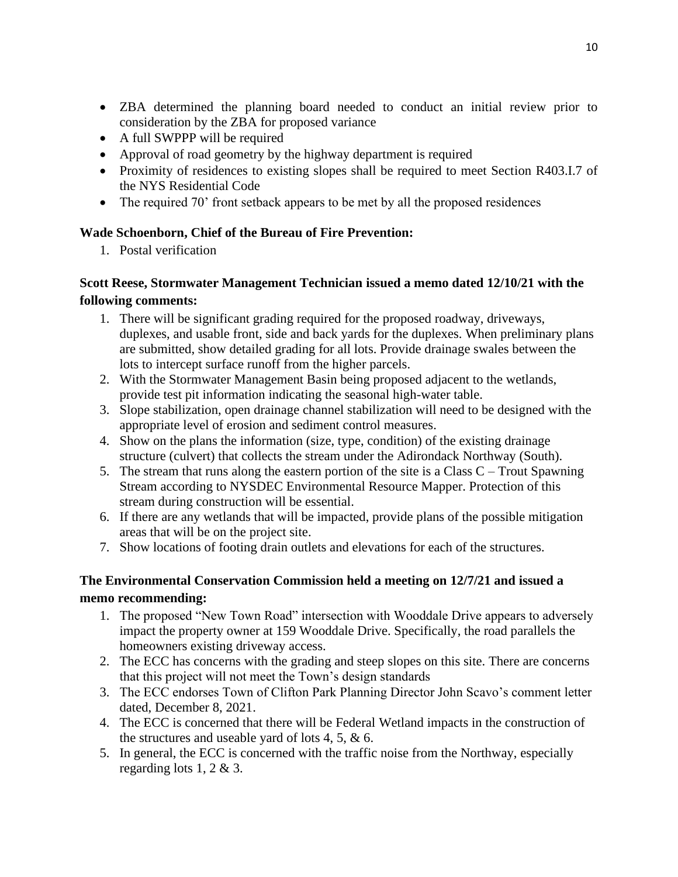- ZBA determined the planning board needed to conduct an initial review prior to consideration by the ZBA for proposed variance
- A full SWPPP will be required
- Approval of road geometry by the highway department is required
- Proximity of residences to existing slopes shall be required to meet Section R403.I.7 of the NYS Residential Code
- The required 70’ front setback appears to be met by all the proposed residences

**Wade Schoenborn, Chief of the Bureau of Fire Prevention:**

1. Postal verification

**Scott Reese, Stormwater Management Technician issued a memo dated 12/10/21 with the following comments:**

1. There will be significant grading required for the proposed roadway, driveways, duplexes, and usable front, side and back yards for the duplexes. When preliminary plans are submitted, show detailed grading for all lots. Provide drainage swales between the lots to intercept surface runoff from the higher parcels.
2. With the Stormwater Management Basin being proposed adjacent to the wetlands, provide test pit information indicating the seasonal high-water table.
3. Slope stabilization, open drainage channel stabilization will need to be designed with the appropriate level of erosion and sediment control measures.
4. Show on the plans the information (size, type, condition) of the existing drainage structure (culvert) that collects the stream under the Adirondack Northway (South).
5. The stream that runs along the eastern portion of the site is a Class C – Trout Spawning Stream according to NYSDEC Environmental Resource Mapper. Protection of this stream during construction will be essential.
6. If there are any wetlands that will be impacted, provide plans of the possible mitigation areas that will be on the project site.
7. Show locations of footing drain outlets and elevations for each of the structures.

**The Environmental Conservation Commission held a meeting on 12/7/21 and issued a memo recommending:**

1. The proposed “New Town Road” intersection with Wooddale Drive appears to adversely impact the property owner at 159 Wooddale Drive. Specifically, the road parallels the homeowners existing driveway access.
2. The ECC has concerns with the grading and steep slopes on this site. There are concerns that this project will not meet the Town’s design standards
3. The ECC endorses Town of Clifton Park Planning Director John Scavo’s comment letter dated, December 8, 2021.
4. The ECC is concerned that there will be Federal Wetland impacts in the construction of the structures and useable yard of lots 4, 5, & 6.
5. In general, the ECC is concerned with the traffic noise from the Northway, especially regarding lots 1, 2 & 3.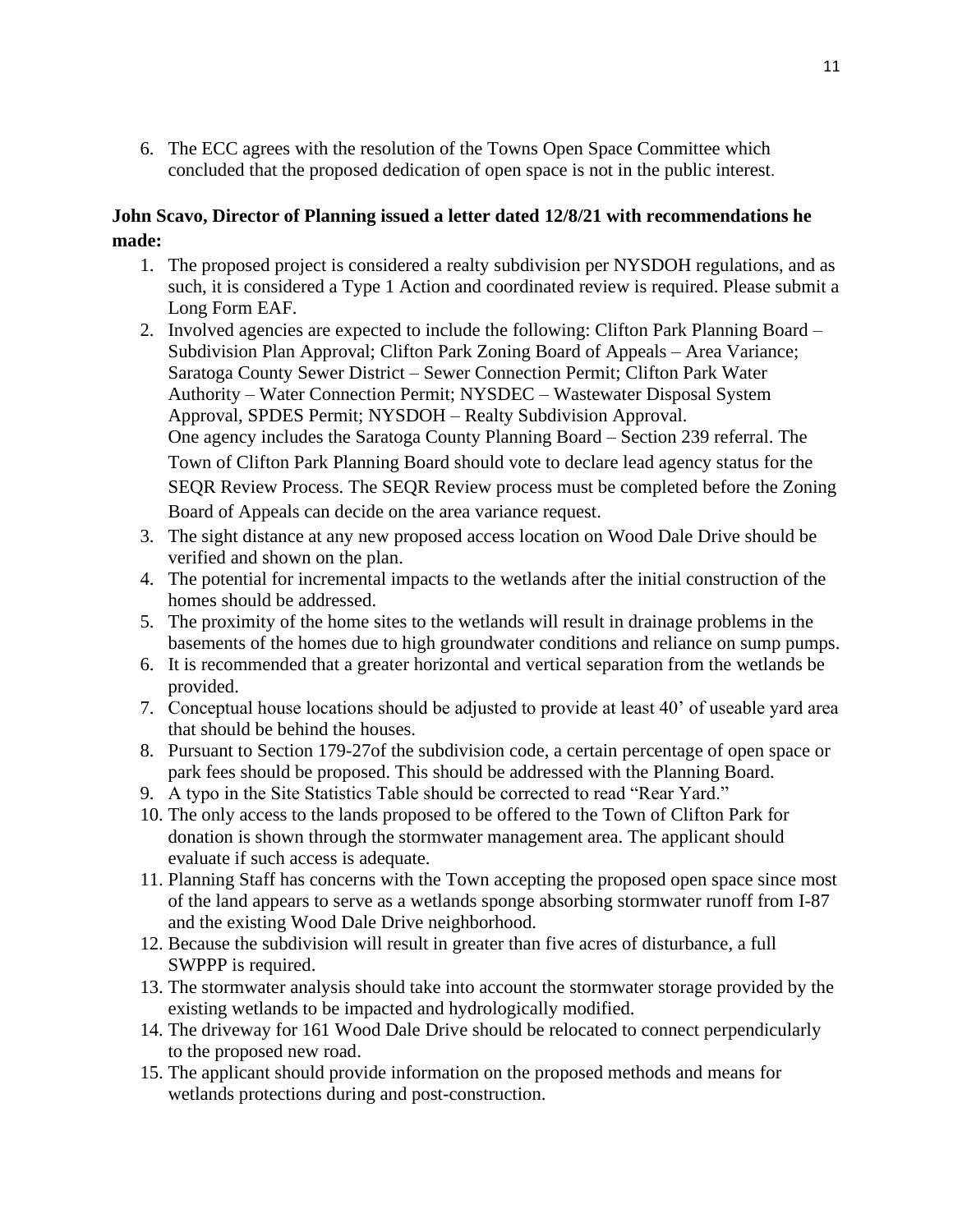6. The ECC agrees with the resolution of the Towns Open Space Committee which concluded that the proposed dedication of open space is not in the public interest.

**John Scavo, Director of Planning issued a letter dated 12/8/21 with recommendations he made:**

1. The proposed project is considered a realty subdivision per NYSDOH regulations, and as such, it is considered a Type 1 Action and coordinated review is required. Please submit a Long Form EAF.
2. Involved agencies are expected to include the following: Clifton Park Planning Board – Subdivision Plan Approval; Clifton Park Zoning Board of Appeals – Area Variance; Saratoga County Sewer District – Sewer Connection Permit; Clifton Park Water Authority – Water Connection Permit; NYSDEC – Wastewater Disposal System Approval, SPDES Permit; NYSDOH – Realty Subdivision Approval.
   One agency includes the Saratoga County Planning Board – Section 239 referral. The Town of Clifton Park Planning Board should vote to declare lead agency status for the SEQR Review Process. The SEQR Review process must be completed before the Zoning Board of Appeals can decide on the area variance request.
3. The sight distance at any new proposed access location on Wood Dale Drive should be verified and shown on the plan.
4. The potential for incremental impacts to the wetlands after the initial construction of the homes should be addressed.
5. The proximity of the home sites to the wetlands will result in drainage problems in the basements of the homes due to high groundwater conditions and reliance on sump pumps.
6. It is recommended that a greater horizontal and vertical separation from the wetlands be provided.
7. Conceptual house locations should be adjusted to provide at least 40' of useable yard area that should be behind the houses.
8. Pursuant to Section 179-27of the subdivision code, a certain percentage of open space or park fees should be proposed. This should be addressed with the Planning Board.
9. A typo in the Site Statistics Table should be corrected to read "Rear Yard."
10. The only access to the lands proposed to be offered to the Town of Clifton Park for donation is shown through the stormwater management area. The applicant should evaluate if such access is adequate.
11. Planning Staff has concerns with the Town accepting the proposed open space since most of the land appears to serve as a wetlands sponge absorbing stormwater runoff from I-87 and the existing Wood Dale Drive neighborhood.
12. Because the subdivision will result in greater than five acres of disturbance, a full SWPPP is required.
13. The stormwater analysis should take into account the stormwater storage provided by the existing wetlands to be impacted and hydrologically modified.
14. The driveway for 161 Wood Dale Drive should be relocated to connect perpendicularly to the proposed new road.
15. The applicant should provide information on the proposed methods and means for wetlands protections during and post-construction.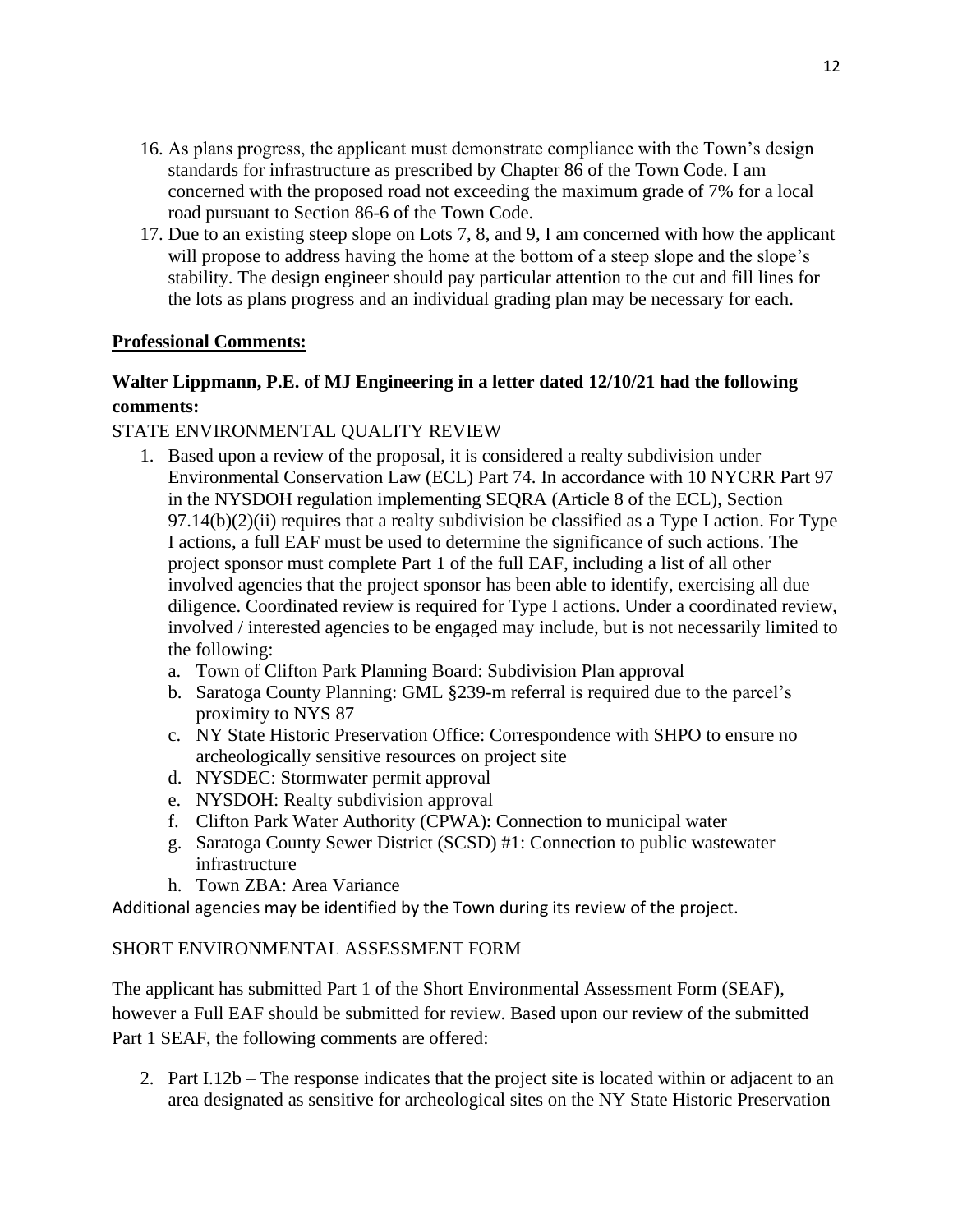16. As plans progress, the applicant must demonstrate compliance with the Town's design standards for infrastructure as prescribed by Chapter 86 of the Town Code. I am concerned with the proposed road not exceeding the maximum grade of 7% for a local road pursuant to Section 86-6 of the Town Code.
17. Due to an existing steep slope on Lots 7, 8, and 9, I am concerned with how the applicant will propose to address having the home at the bottom of a steep slope and the slope's stability. The design engineer should pay particular attention to the cut and fill lines for the lots as plans progress and an individual grading plan may be necessary for each.

**Professional Comments:**

**Walter Lippmann, P.E. of MJ Engineering in a letter dated 12/10/21 had the following comments:**

STATE ENVIRONMENTAL QUALITY REVIEW

1. Based upon a review of the proposal, it is considered a realty subdivision under Environmental Conservation Law (ECL) Part 74. In accordance with 10 NYCRR Part 97 in the NYSDOH regulation implementing SEQRA (Article 8 of the ECL), Section 97.14(b)(2)(ii) requires that a realty subdivision be classified as a Type I action. For Type I actions, a full EAF must be used to determine the significance of such actions. The project sponsor must complete Part 1 of the full EAF, including a list of all other involved agencies that the project sponsor has been able to identify, exercising all due diligence. Coordinated review is required for Type I actions. Under a coordinated review, involved / interested agencies to be engaged may include, but is not necessarily limited to the following:
   a. Town of Clifton Park Planning Board: Subdivision Plan approval
   b. Saratoga County Planning: GML §239-m referral is required due to the parcel's proximity to NYS 87
   c. NY State Historic Preservation Office: Correspondence with SHPO to ensure no archeologically sensitive resources on project site
   d. NYSDEC: Stormwater permit approval
   e. NYSDOH: Realty subdivision approval
   f. Clifton Park Water Authority (CPWA): Connection to municipal water
   g. Saratoga County Sewer District (SCSD) #1: Connection to public wastewater infrastructure
   h. Town ZBA: Area Variance

Additional agencies may be identified by the Town during its review of the project.

SHORT ENVIRONMENTAL ASSESSMENT FORM

The applicant has submitted Part 1 of the Short Environmental Assessment Form (SEAF), however a Full EAF should be submitted for review. Based upon our review of the submitted Part 1 SEAF, the following comments are offered:

2. Part I.12b – The response indicates that the project site is located within or adjacent to an area designated as sensitive for archeological sites on the NY State Historic Preservation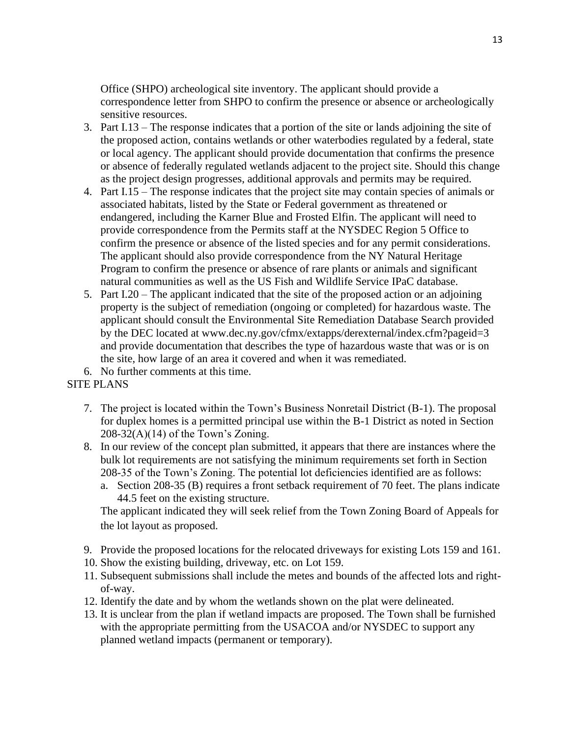Office (SHPO) archeological site inventory. The applicant should provide a correspondence letter from SHPO to confirm the presence or absence or archeologically sensitive resources.

3. Part I.13 – The response indicates that a portion of the site or lands adjoining the site of the proposed action, contains wetlands or other waterbodies regulated by a federal, state or local agency. The applicant should provide documentation that confirms the presence or absence of federally regulated wetlands adjacent to the project site. Should this change as the project design progresses, additional approvals and permits may be required.
4. Part I.15 – The response indicates that the project site may contain species of animals or associated habitats, listed by the State or Federal government as threatened or endangered, including the Karner Blue and Frosted Elfin. The applicant will need to provide correspondence from the Permits staff at the NYSDEC Region 5 Office to confirm the presence or absence of the listed species and for any permit considerations. The applicant should also provide correspondence from the NY Natural Heritage Program to confirm the presence or absence of rare plants or animals and significant natural communities as well as the US Fish and Wildlife Service IPaC database.
5. Part I.20 – The applicant indicated that the site of the proposed action or an adjoining property is the subject of remediation (ongoing or completed) for hazardous waste. The applicant should consult the Environmental Site Remediation Database Search provided by the DEC located at www.dec.ny.gov/cfmx/extapps/derexternal/index.cfm?pageid=3 and provide documentation that describes the type of hazardous waste that was or is on the site, how large of an area it covered and when it was remediated.
6. No further comments at this time.

SITE PLANS

7. The project is located within the Town's Business Nonretail District (B-1). The proposal for duplex homes is a permitted principal use within the B-1 District as noted in Section 208-32(A)(14) of the Town's Zoning.
8. In our review of the concept plan submitted, it appears that there are instances where the bulk lot requirements are not satisfying the minimum requirements set forth in Section 208-35 of the Town's Zoning. The potential lot deficiencies identified are as follows:
   a. Section 208-35 (B) requires a front setback requirement of 70 feet. The plans indicate 44.5 feet on the existing structure.

   The applicant indicated they will seek relief from the Town Zoning Board of Appeals for the lot layout as proposed.

9. Provide the proposed locations for the relocated driveways for existing Lots 159 and 161.
10. Show the existing building, driveway, etc. on Lot 159.
11. Subsequent submissions shall include the metes and bounds of the affected lots and right-of-way.
12. Identify the date and by whom the wetlands shown on the plat were delineated.
13. It is unclear from the plan if wetland impacts are proposed. The Town shall be furnished with the appropriate permitting from the USACOA and/or NYSDEC to support any planned wetland impacts (permanent or temporary).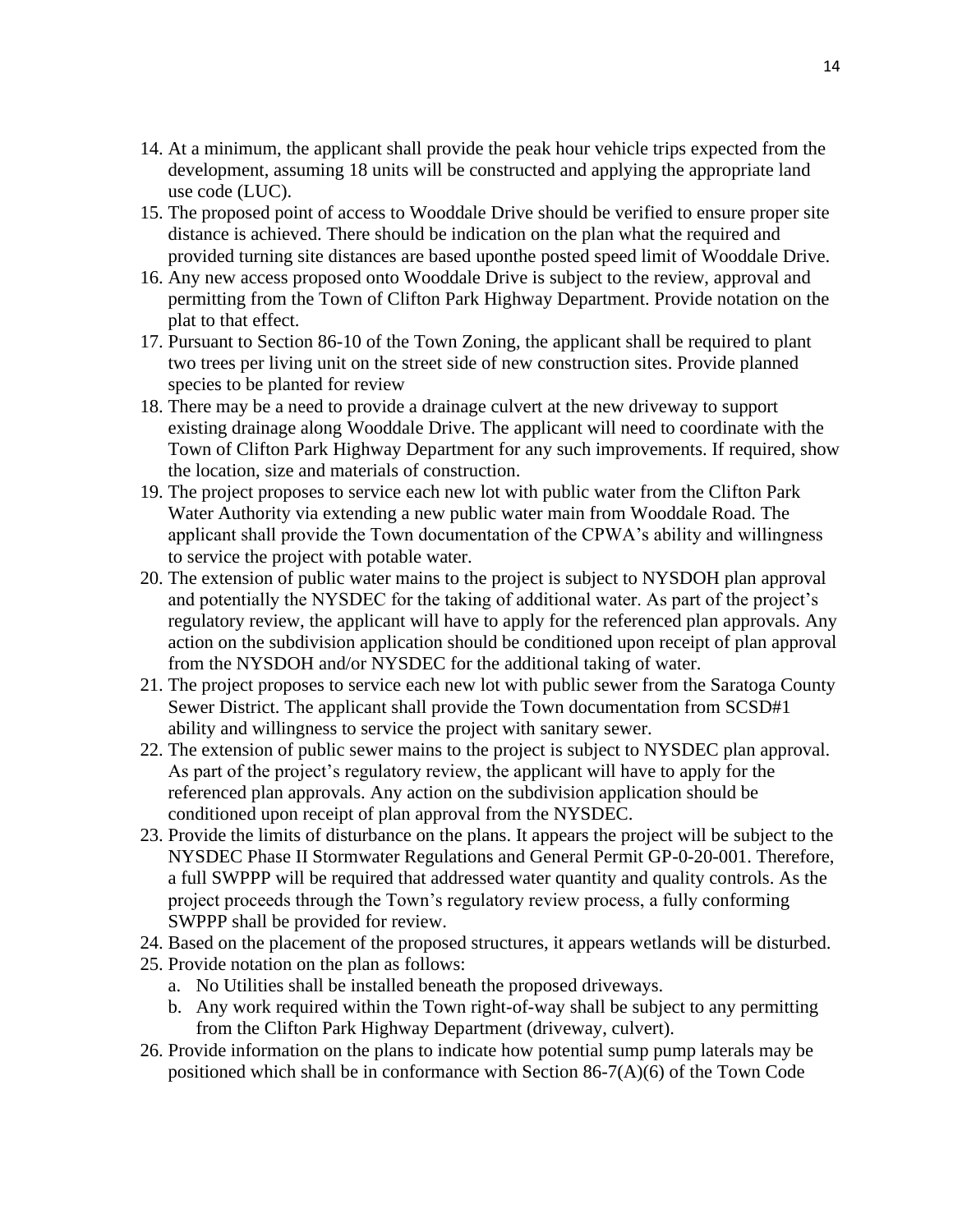14. At a minimum, the applicant shall provide the peak hour vehicle trips expected from the development, assuming 18 units will be constructed and applying the appropriate land use code (LUC).
15. The proposed point of access to Wooddale Drive should be verified to ensure proper site distance is achieved. There should be indication on the plan what the required and provided turning site distances are based uponthe posted speed limit of Wooddale Drive.
16. Any new access proposed onto Wooddale Drive is subject to the review, approval and permitting from the Town of Clifton Park Highway Department. Provide notation on the plat to that effect.
17. Pursuant to Section 86-10 of the Town Zoning, the applicant shall be required to plant two trees per living unit on the street side of new construction sites. Provide planned species to be planted for review
18. There may be a need to provide a drainage culvert at the new driveway to support existing drainage along Wooddale Drive. The applicant will need to coordinate with the Town of Clifton Park Highway Department for any such improvements. If required, show the location, size and materials of construction.
19. The project proposes to service each new lot with public water from the Clifton Park Water Authority via extending a new public water main from Wooddale Road. The applicant shall provide the Town documentation of the CPWA's ability and willingness to service the project with potable water.
20. The extension of public water mains to the project is subject to NYSDOH plan approval and potentially the NYSDEC for the taking of additional water. As part of the project's regulatory review, the applicant will have to apply for the referenced plan approvals. Any action on the subdivision application should be conditioned upon receipt of plan approval from the NYSDOH and/or NYSDEC for the additional taking of water.
21. The project proposes to service each new lot with public sewer from the Saratoga County Sewer District. The applicant shall provide the Town documentation from SCSD#1 ability and willingness to service the project with sanitary sewer.
22. The extension of public sewer mains to the project is subject to NYSDEC plan approval. As part of the project's regulatory review, the applicant will have to apply for the referenced plan approvals. Any action on the subdivision application should be conditioned upon receipt of plan approval from the NYSDEC.
23. Provide the limits of disturbance on the plans. It appears the project will be subject to the NYSDEC Phase II Stormwater Regulations and General Permit GP-0-20-001. Therefore, a full SWPPP will be required that addressed water quantity and quality controls. As the project proceeds through the Town's regulatory review process, a fully conforming SWPPP shall be provided for review.
24. Based on the placement of the proposed structures, it appears wetlands will be disturbed.
25. Provide notation on the plan as follows:
    a. No Utilities shall be installed beneath the proposed driveways.
    b. Any work required within the Town right-of-way shall be subject to any permitting from the Clifton Park Highway Department (driveway, culvert).
26. Provide information on the plans to indicate how potential sump pump laterals may be positioned which shall be in conformance with Section 86-7(A)(6) of the Town Code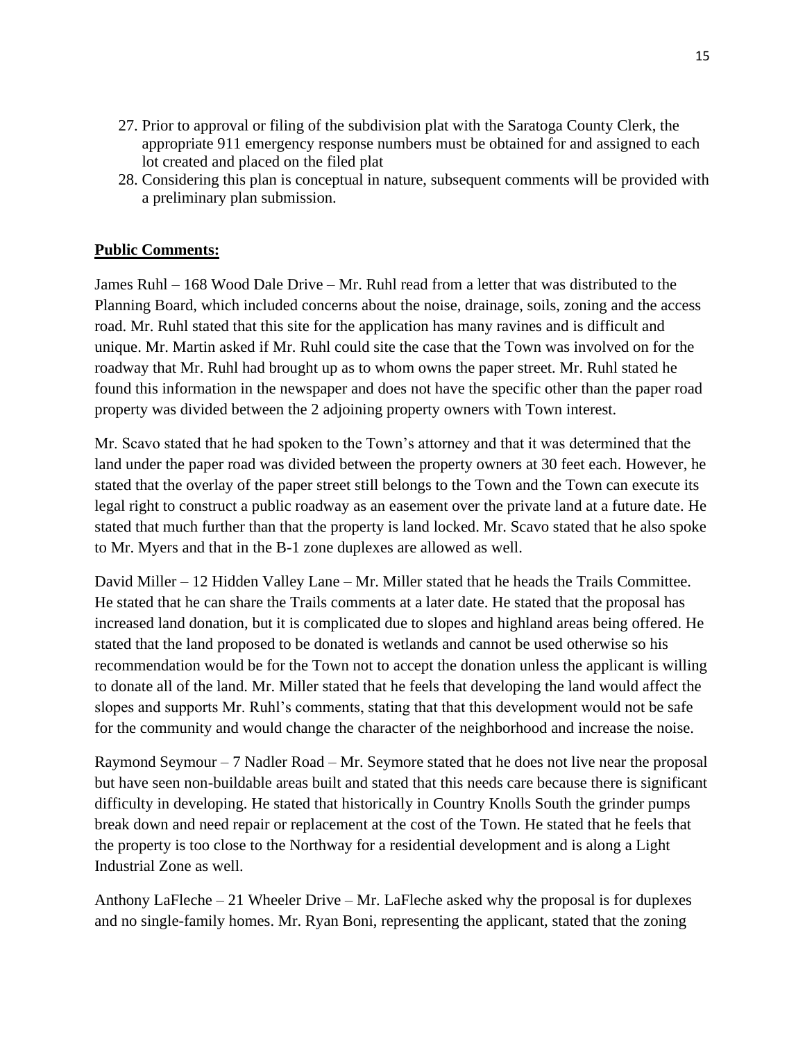27. Prior to approval or filing of the subdivision plat with the Saratoga County Clerk, the appropriate 911 emergency response numbers must be obtained for and assigned to each lot created and placed on the filed plat
28. Considering this plan is conceptual in nature, subsequent comments will be provided with a preliminary plan submission.

**Public Comments:**

James Ruhl – 168 Wood Dale Drive – Mr. Ruhl read from a letter that was distributed to the Planning Board, which included concerns about the noise, drainage, soils, zoning and the access road. Mr. Ruhl stated that this site for the application has many ravines and is difficult and unique. Mr. Martin asked if Mr. Ruhl could site the case that the Town was involved on for the roadway that Mr. Ruhl had brought up as to whom owns the paper street. Mr. Ruhl stated he found this information in the newspaper and does not have the specific other than the paper road property was divided between the 2 adjoining property owners with Town interest.

Mr. Scavo stated that he had spoken to the Town's attorney and that it was determined that the land under the paper road was divided between the property owners at 30 feet each. However, he stated that the overlay of the paper street still belongs to the Town and the Town can execute its legal right to construct a public roadway as an easement over the private land at a future date. He stated that much further than that the property is land locked. Mr. Scavo stated that he also spoke to Mr. Myers and that in the B-1 zone duplexes are allowed as well.

David Miller – 12 Hidden Valley Lane – Mr. Miller stated that he heads the Trails Committee. He stated that he can share the Trails comments at a later date. He stated that the proposal has increased land donation, but it is complicated due to slopes and highland areas being offered. He stated that the land proposed to be donated is wetlands and cannot be used otherwise so his recommendation would be for the Town not to accept the donation unless the applicant is willing to donate all of the land. Mr. Miller stated that he feels that developing the land would affect the slopes and supports Mr. Ruhl's comments, stating that that this development would not be safe for the community and would change the character of the neighborhood and increase the noise.

Raymond Seymour – 7 Nadler Road – Mr. Seymore stated that he does not live near the proposal but have seen non-buildable areas built and stated that this needs care because there is significant difficulty in developing. He stated that historically in Country Knolls South the grinder pumps break down and need repair or replacement at the cost of the Town. He stated that he feels that the property is too close to the Northway for a residential development and is along a Light Industrial Zone as well.

Anthony LaFleche – 21 Wheeler Drive – Mr. LaFleche asked why the proposal is for duplexes and no single-family homes. Mr. Ryan Boni, representing the applicant, stated that the zoning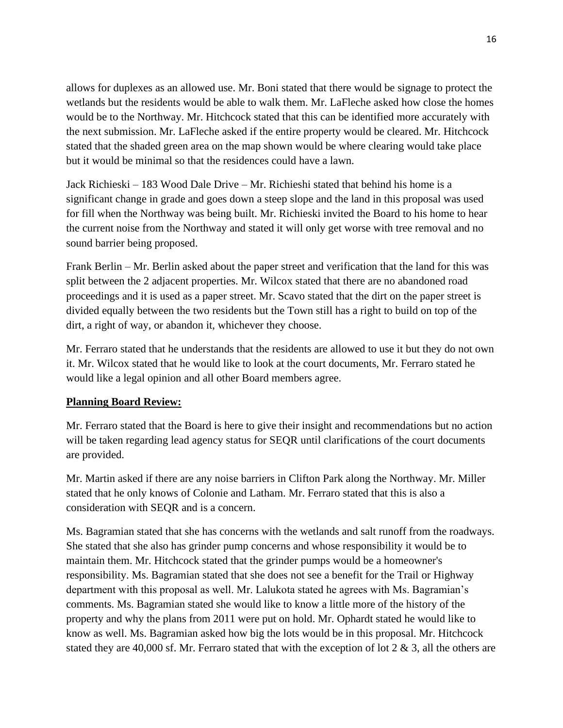allows for duplexes as an allowed use. Mr. Boni stated that there would be signage to protect the wetlands but the residents would be able to walk them. Mr. LaFleche asked how close the homes would be to the Northway. Mr. Hitchcock stated that this can be identified more accurately with the next submission. Mr. LaFleche asked if the entire property would be cleared. Mr. Hitchcock stated that the shaded green area on the map shown would be where clearing would take place but it would be minimal so that the residences could have a lawn.

Jack Richieski – 183 Wood Dale Drive – Mr. Richieshi stated that behind his home is a significant change in grade and goes down a steep slope and the land in this proposal was used for fill when the Northway was being built. Mr. Richieski invited the Board to his home to hear the current noise from the Northway and stated it will only get worse with tree removal and no sound barrier being proposed.

Frank Berlin – Mr. Berlin asked about the paper street and verification that the land for this was split between the 2 adjacent properties. Mr. Wilcox stated that there are no abandoned road proceedings and it is used as a paper street. Mr. Scavo stated that the dirt on the paper street is divided equally between the two residents but the Town still has a right to build on top of the dirt, a right of way, or abandon it, whichever they choose.

Mr. Ferraro stated that he understands that the residents are allowed to use it but they do not own it. Mr. Wilcox stated that he would like to look at the court documents, Mr. Ferraro stated he would like a legal opinion and all other Board members agree.

**Planning Board Review:**

Mr. Ferraro stated that the Board is here to give their insight and recommendations but no action will be taken regarding lead agency status for SEQR until clarifications of the court documents are provided.

Mr. Martin asked if there are any noise barriers in Clifton Park along the Northway. Mr. Miller stated that he only knows of Colonie and Latham. Mr. Ferraro stated that this is also a consideration with SEQR and is a concern.

Ms. Bagramian stated that she has concerns with the wetlands and salt runoff from the roadways. She stated that she also has grinder pump concerns and whose responsibility it would be to maintain them. Mr. Hitchcock stated that the grinder pumps would be a homeowner's responsibility. Ms. Bagramian stated that she does not see a benefit for the Trail or Highway department with this proposal as well. Mr. Lalukota stated he agrees with Ms. Bagramian's comments. Ms. Bagramian stated she would like to know a little more of the history of the property and why the plans from 2011 were put on hold. Mr. Ophardt stated he would like to know as well. Ms. Bagramian asked how big the lots would be in this proposal. Mr. Hitchcock stated they are 40,000 sf. Mr. Ferraro stated that with the exception of lot 2 & 3, all the others are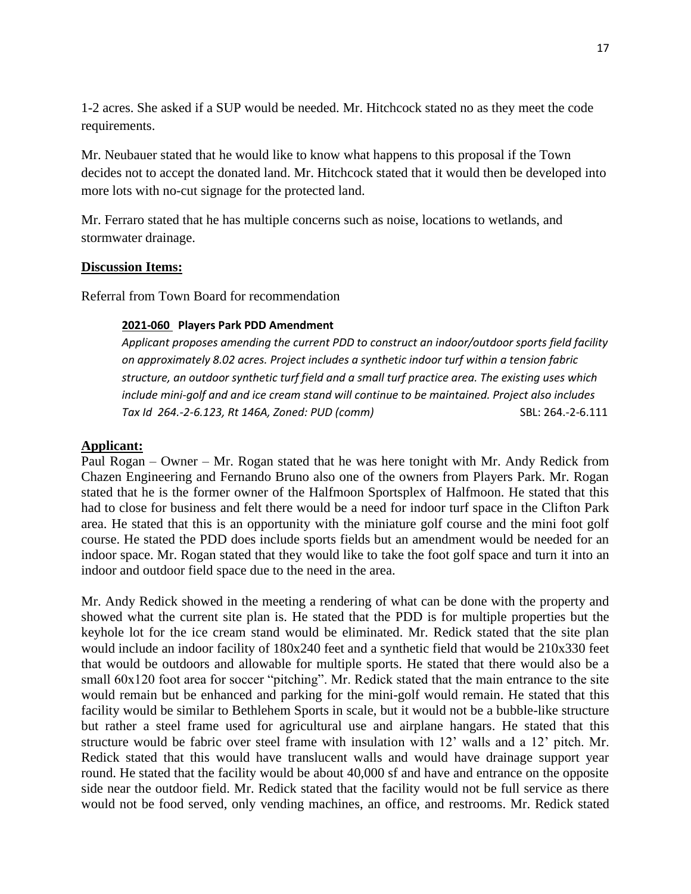1-2 acres. She asked if a SUP would be needed. Mr. Hitchcock stated no as they meet the code requirements.

Mr. Neubauer stated that he would like to know what happens to this proposal if the Town decides not to accept the donated land. Mr. Hitchcock stated that it would then be developed into more lots with no-cut signage for the protected land.

Mr. Ferraro stated that he has multiple concerns such as noise, locations to wetlands, and stormwater drainage.

**Discussion Items:**

Referral from Town Board for recommendation

**2021-060 Players Park PDD Amendment**

*Applicant proposes amending the current PDD to construct an indoor/outdoor sports field facility on approximately 8.02 acres. Project includes a synthetic indoor turf within a tension fabric structure, an outdoor synthetic turf field and a small turf practice area. The existing uses which include mini-golf and and ice cream stand will continue to be maintained. Project also includes Tax Id 264.-2-6.123, Rt 146A, Zoned: PUD (comm)* SBL: 264.-2-6.111

**Applicant:**

Paul Rogan – Owner – Mr. Rogan stated that he was here tonight with Mr. Andy Redick from Chazen Engineering and Fernando Bruno also one of the owners from Players Park. Mr. Rogan stated that he is the former owner of the Halfmoon Sportsplex of Halfmoon. He stated that this had to close for business and felt there would be a need for indoor turf space in the Clifton Park area. He stated that this is an opportunity with the miniature golf course and the mini foot golf course. He stated the PDD does include sports fields but an amendment would be needed for an indoor space. Mr. Rogan stated that they would like to take the foot golf space and turn it into an indoor and outdoor field space due to the need in the area.

Mr. Andy Redick showed in the meeting a rendering of what can be done with the property and showed what the current site plan is. He stated that the PDD is for multiple properties but the keyhole lot for the ice cream stand would be eliminated. Mr. Redick stated that the site plan would include an indoor facility of 180x240 feet and a synthetic field that would be 210x330 feet that would be outdoors and allowable for multiple sports. He stated that there would also be a small 60x120 foot area for soccer "pitching". Mr. Redick stated that the main entrance to the site would remain but be enhanced and parking for the mini-golf would remain. He stated that this facility would be similar to Bethlehem Sports in scale, but it would not be a bubble-like structure but rather a steel frame used for agricultural use and airplane hangars. He stated that this structure would be fabric over steel frame with insulation with 12' walls and a 12' pitch. Mr. Redick stated that this would have translucent walls and would have drainage support year round. He stated that the facility would be about 40,000 sf and have and entrance on the opposite side near the outdoor field. Mr. Redick stated that the facility would not be full service as there would not be food served, only vending machines, an office, and restrooms. Mr. Redick stated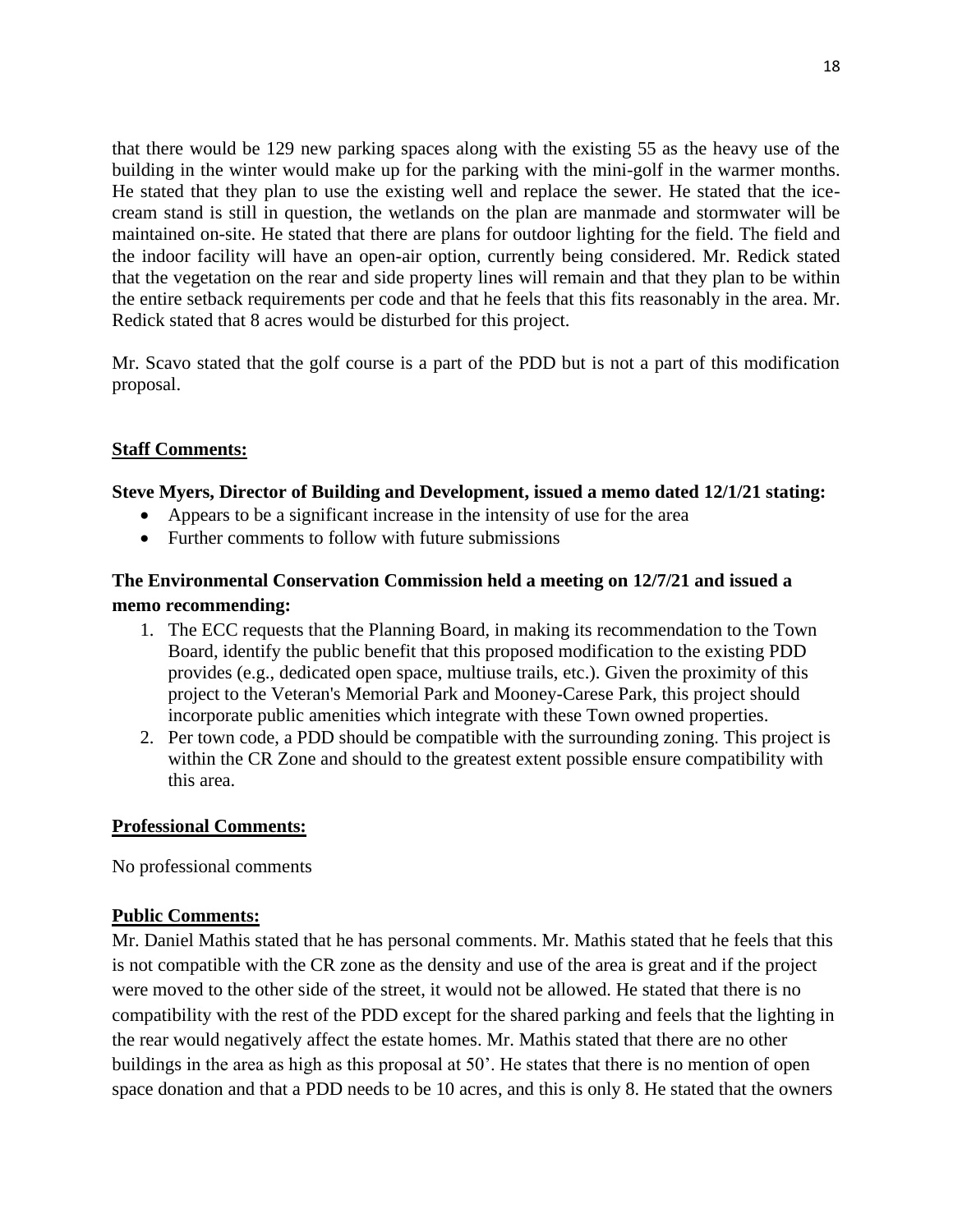that there would be 129 new parking spaces along with the existing 55 as the heavy use of the building in the winter would make up for the parking with the mini-golf in the warmer months. He stated that they plan to use the existing well and replace the sewer. He stated that the ice-cream stand is still in question, the wetlands on the plan are manmade and stormwater will be maintained on-site. He stated that there are plans for outdoor lighting for the field. The field and the indoor facility will have an open-air option, currently being considered. Mr. Redick stated that the vegetation on the rear and side property lines will remain and that they plan to be within the entire setback requirements per code and that he feels that this fits reasonably in the area. Mr. Redick stated that 8 acres would be disturbed for this project.

Mr. Scavo stated that the golf course is a part of the PDD but is not a part of this modification proposal.

**Staff Comments:**

**Steve Myers, Director of Building and Development, issued a memo dated 12/1/21 stating:**

- Appears to be a significant increase in the intensity of use for the area
- Further comments to follow with future submissions

**The Environmental Conservation Commission held a meeting on 12/7/21 and issued a memo recommending:**

1. The ECC requests that the Planning Board, in making its recommendation to the Town Board, identify the public benefit that this proposed modification to the existing PDD provides (e.g., dedicated open space, multiuse trails, etc.). Given the proximity of this project to the Veteran's Memorial Park and Mooney-Carese Park, this project should incorporate public amenities which integrate with these Town owned properties.
2. Per town code, a PDD should be compatible with the surrounding zoning. This project is within the CR Zone and should to the greatest extent possible ensure compatibility with this area.

**Professional Comments:**

No professional comments

**Public Comments:**

Mr. Daniel Mathis stated that he has personal comments. Mr. Mathis stated that he feels that this is not compatible with the CR zone as the density and use of the area is great and if the project were moved to the other side of the street, it would not be allowed. He stated that there is no compatibility with the rest of the PDD except for the shared parking and feels that the lighting in the rear would negatively affect the estate homes. Mr. Mathis stated that there are no other buildings in the area as high as this proposal at 50'. He states that there is no mention of open space donation and that a PDD needs to be 10 acres, and this is only 8. He stated that the owners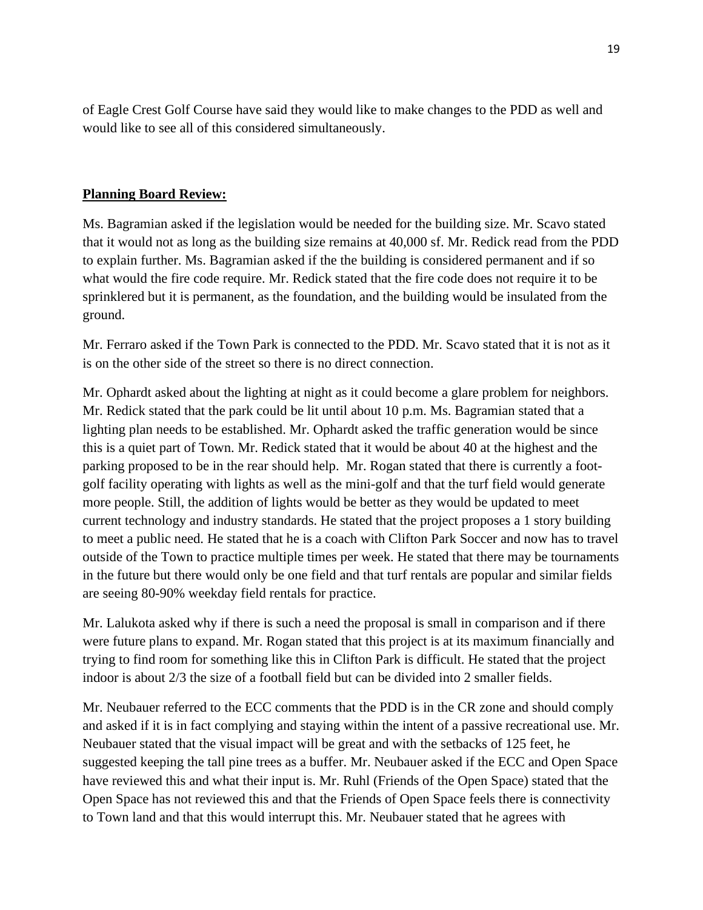of Eagle Crest Golf Course have said they would like to make changes to the PDD as well and would like to see all of this considered simultaneously.

**Planning Board Review:**

Ms. Bagramian asked if the legislation would be needed for the building size. Mr. Scavo stated that it would not as long as the building size remains at 40,000 sf. Mr. Redick read from the PDD to explain further. Ms. Bagramian asked if the the building is considered permanent and if so what would the fire code require. Mr. Redick stated that the fire code does not require it to be sprinklered but it is permanent, as the foundation, and the building would be insulated from the ground.

Mr. Ferraro asked if the Town Park is connected to the PDD. Mr. Scavo stated that it is not as it is on the other side of the street so there is no direct connection.

Mr. Ophardt asked about the lighting at night as it could become a glare problem for neighbors. Mr. Redick stated that the park could be lit until about 10 p.m. Ms. Bagramian stated that a lighting plan needs to be established. Mr. Ophardt asked the traffic generation would be since this is a quiet part of Town. Mr. Redick stated that it would be about 40 at the highest and the parking proposed to be in the rear should help. Mr. Rogan stated that there is currently a foot-golf facility operating with lights as well as the mini-golf and that the turf field would generate more people. Still, the addition of lights would be better as they would be updated to meet current technology and industry standards. He stated that the project proposes a 1 story building to meet a public need. He stated that he is a coach with Clifton Park Soccer and now has to travel outside of the Town to practice multiple times per week. He stated that there may be tournaments in the future but there would only be one field and that turf rentals are popular and similar fields are seeing 80-90% weekday field rentals for practice.

Mr. Lalukota asked why if there is such a need the proposal is small in comparison and if there were future plans to expand. Mr. Rogan stated that this project is at its maximum financially and trying to find room for something like this in Clifton Park is difficult. He stated that the project indoor is about 2/3 the size of a football field but can be divided into 2 smaller fields.

Mr. Neubauer referred to the ECC comments that the PDD is in the CR zone and should comply and asked if it is in fact complying and staying within the intent of a passive recreational use. Mr. Neubauer stated that the visual impact will be great and with the setbacks of 125 feet, he suggested keeping the tall pine trees as a buffer. Mr. Neubauer asked if the ECC and Open Space have reviewed this and what their input is. Mr. Ruhl (Friends of the Open Space) stated that the Open Space has not reviewed this and that the Friends of Open Space feels there is connectivity to Town land and that this would interrupt this. Mr. Neubauer stated that he agrees with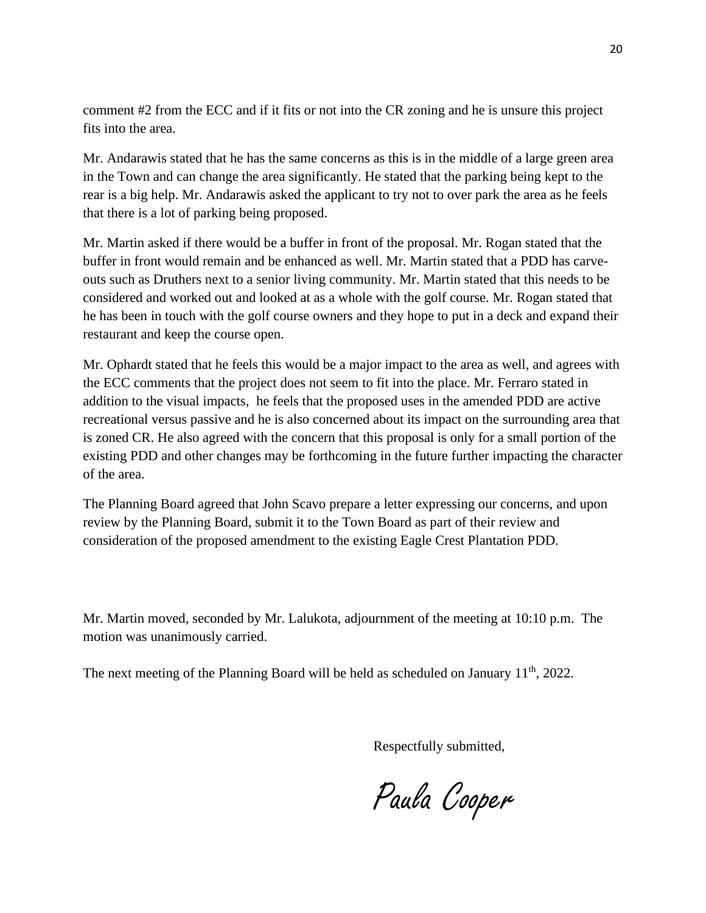comment #2 from the ECC and if it fits or not into the CR zoning and he is unsure this project fits into the area.

Mr. Andarawis stated that he has the same concerns as this is in the middle of a large green area in the Town and can change the area significantly. He stated that the parking being kept to the rear is a big help. Mr. Andarawis asked the applicant to try not to over park the area as he feels that there is a lot of parking being proposed.

Mr. Martin asked if there would be a buffer in front of the proposal. Mr. Rogan stated that the buffer in front would remain and be enhanced as well. Mr. Martin stated that a PDD has carve-outs such as Druthers next to a senior living community. Mr. Martin stated that this needs to be considered and worked out and looked at as a whole with the golf course. Mr. Rogan stated that he has been in touch with the golf course owners and they hope to put in a deck and expand their restaurant and keep the course open.

Mr. Ophardt stated that he feels this would be a major impact to the area as well, and agrees with the ECC comments that the project does not seem to fit into the place. Mr. Ferraro stated in addition to the visual impacts, he feels that the proposed uses in the amended PDD are active recreational versus passive and he is also concerned about its impact on the surrounding area that is zoned CR. He also agreed with the concern that this proposal is only for a small portion of the existing PDD and other changes may be forthcoming in the future further impacting the character of the area.

The Planning Board agreed that John Scavo prepare a letter expressing our concerns, and upon review by the Planning Board, submit it to the Town Board as part of their review and consideration of the proposed amendment to the existing Eagle Crest Plantation PDD.

Mr. Martin moved, seconded by Mr. Lalukota, adjournment of the meeting at 10:10 p.m. The motion was unanimously carried.

The next meeting of the Planning Board will be held as scheduled on January 11th, 2022.

Respectfully submitted,

Paula Cooper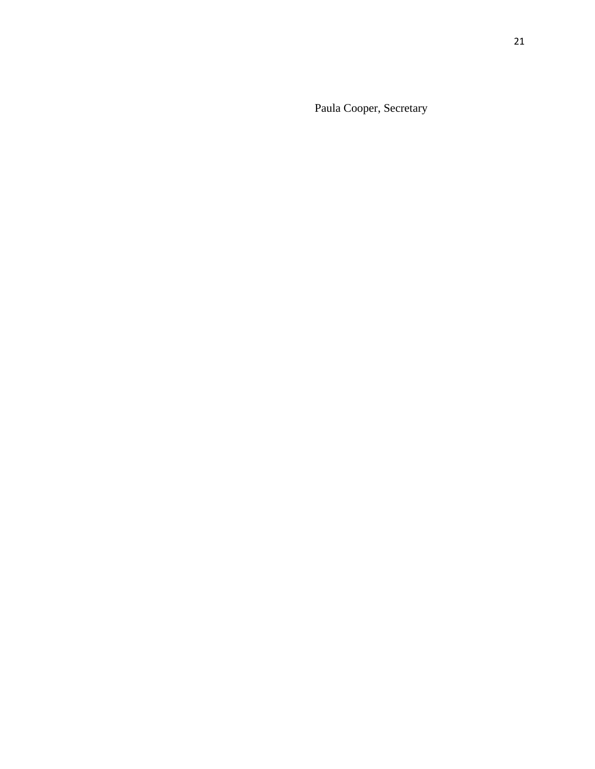Paula Cooper, Secretary